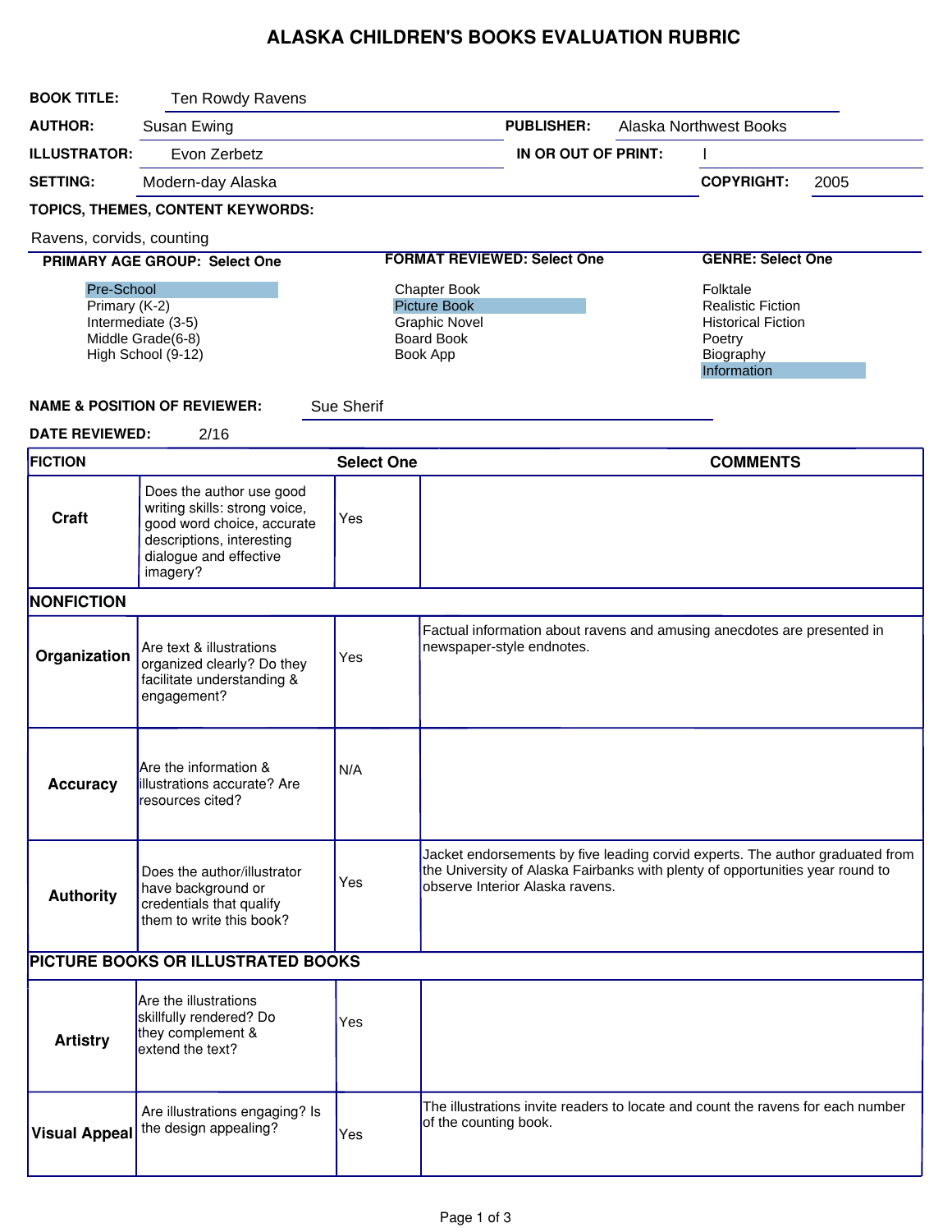# ALASKA CHILDREN'S BOOKS EVALUATION RUBRIC

**BOOK TITLE:** Ten Rowdy Ravens

**AUTHOR:** Susan Ewing

**PUBLISHER:** Alaska Northwest Books

**ILLUSTRATOR:** Evon Zerbetz

**IN OR OUT OF PRINT:** I

**SETTING:** Modern-day Alaska

**COPYRIGHT:** 2005

**TOPICS, THEMES, CONTENT KEYWORDS:**

Ravens, corvids, counting

| PRIMARY AGE GROUP: Select One | FORMAT REVIEWED: Select One | GENRE: Select One |
|---|---|---|
| **Pre-School** (selected) | Chapter Book | Folktale |
| Primary (K-2) | **Picture Book** (selected) | Realistic Fiction |
| Intermediate (3-5) | Graphic Novel | Historical Fiction |
| Middle Grade(6-8) | Board Book | Poetry |
| High School (9-12) | Book App | Biography |
| | | **Information** (selected) |

**NAME & POSITION OF REVIEWER:** Sue Sherif

**DATE REVIEWED:** 2/16

| FICTION | | Select One | COMMENTS |
|---|---|---|---|
| **Craft** | Does the author use good writing skills: strong voice, good word choice, accurate descriptions, interesting dialogue and effective imagery? | Yes | |
| **NONFICTION** | | | |
| **Organization** | Are text & illustrations organized clearly? Do they facilitate understanding & engagement? | Yes | Factual information about ravens and amusing anecdotes are presented in newspaper-style endnotes. |
| **Accuracy** | Are the information & illustrations accurate? Are resources cited? | N/A | |
| **Authority** | Does the author/illustrator have background or credentials that qualify them to write this book? | Yes | Jacket endorsements by five leading corvid experts. The author graduated from the University of Alaska Fairbanks with plenty of opportunities year round to observe Interior Alaska ravens. |
| **PICTURE BOOKS OR ILLUSTRATED BOOKS** | | | |
| **Artistry** | Are the illustrations skillfully rendered? Do they complement & extend the text? | Yes | |
| **Visual Appeal** | Are illustrations engaging? Is the design appealing? | Yes | The illustrations invite readers to locate and count the ravens for each number of the counting book. |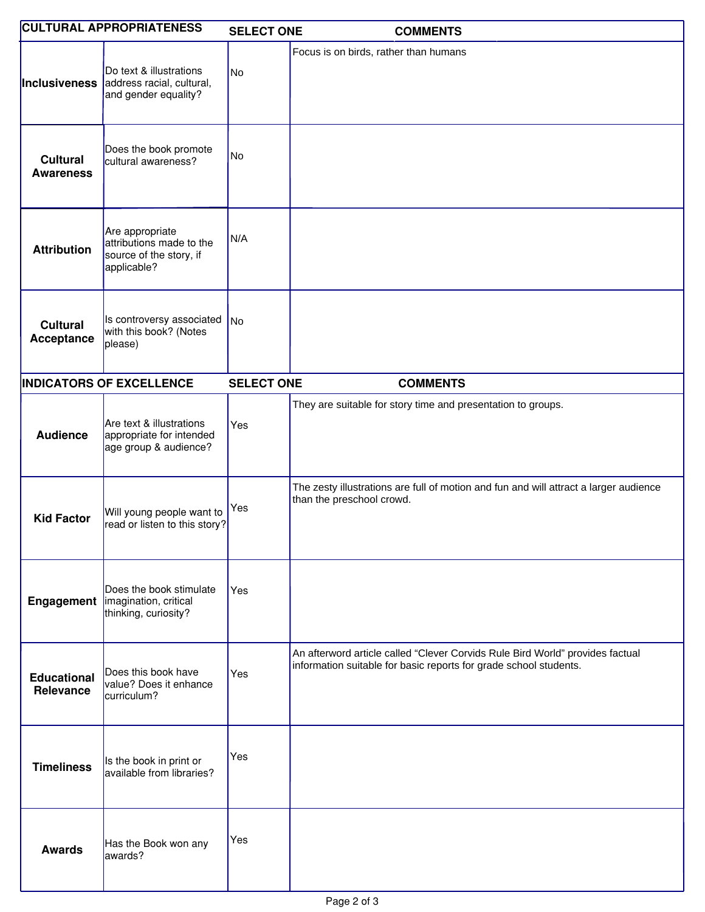| CULTURAL APPROPRIATENESS | | SELECT ONE | COMMENTS |
|---|---|---|---|
| **Inclusiveness** | Do text & illustrations address racial, cultural, and gender equality? | No | Focus is on birds, rather than humans |
| **Cultural Awareness** | Does the book promote cultural awareness? | No | |
| **Attribution** | Are appropriate attributions made to the source of the story, if applicable? | N/A | |
| **Cultural Acceptance** | Is controversy associated with this book? (Notes please) | No | |

| INDICATORS OF EXCELLENCE | | SELECT ONE | COMMENTS |
|---|---|---|---|
| **Audience** | Are text & illustrations appropriate for intended age group & audience? | Yes | They are suitable for story time and presentation to groups. |
| **Kid Factor** | Will young people want to read or listen to this story? | Yes | The zesty illustrations are full of motion and fun and will attract a larger audience than the preschool crowd. |
| **Engagement** | Does the book stimulate imagination, critical thinking, curiosity? | Yes | |
| **Educational Relevance** | Does this book have value? Does it enhance curriculum? | Yes | An afterword article called "Clever Corvids Rule Bird World" provides factual information suitable for basic reports for grade school students. |
| **Timeliness** | Is the book in print or available from libraries? | Yes | |
| **Awards** | Has the Book won any awards? | Yes | |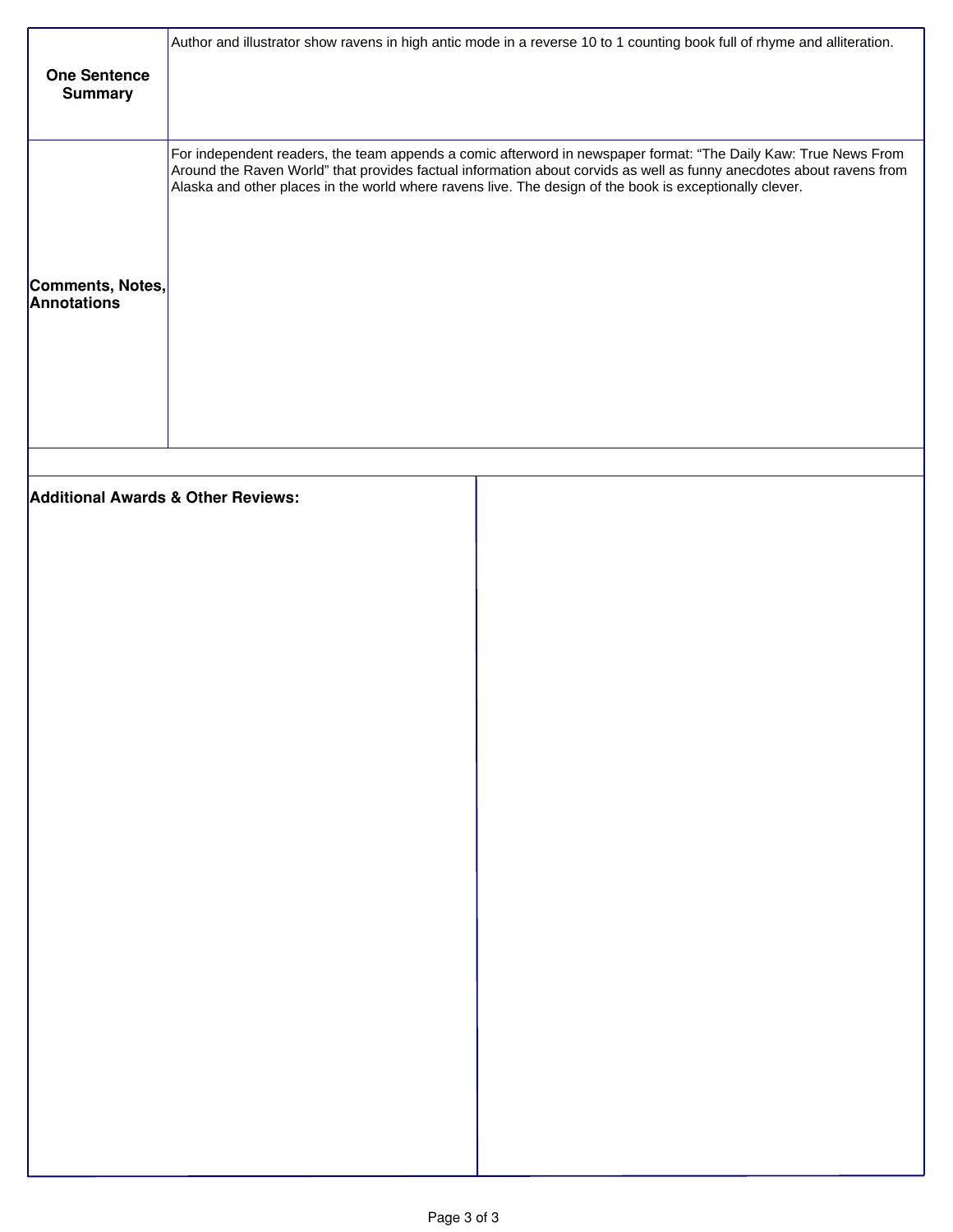| | |
|---|---|
| **One Sentence Summary** | Author and illustrator show ravens in high antic mode in a reverse 10 to 1 counting book full of rhyme and alliteration. |
| **Comments, Notes, Annotations** | For independent readers, the team appends a comic afterword in newspaper format: "The Daily Kaw: True News From Around the Raven World" that provides factual information about corvids as well as funny anecdotes about ravens from Alaska and other places in the world where ravens live. The design of the book is exceptionally clever. |

**Additional Awards & Other Reviews:**